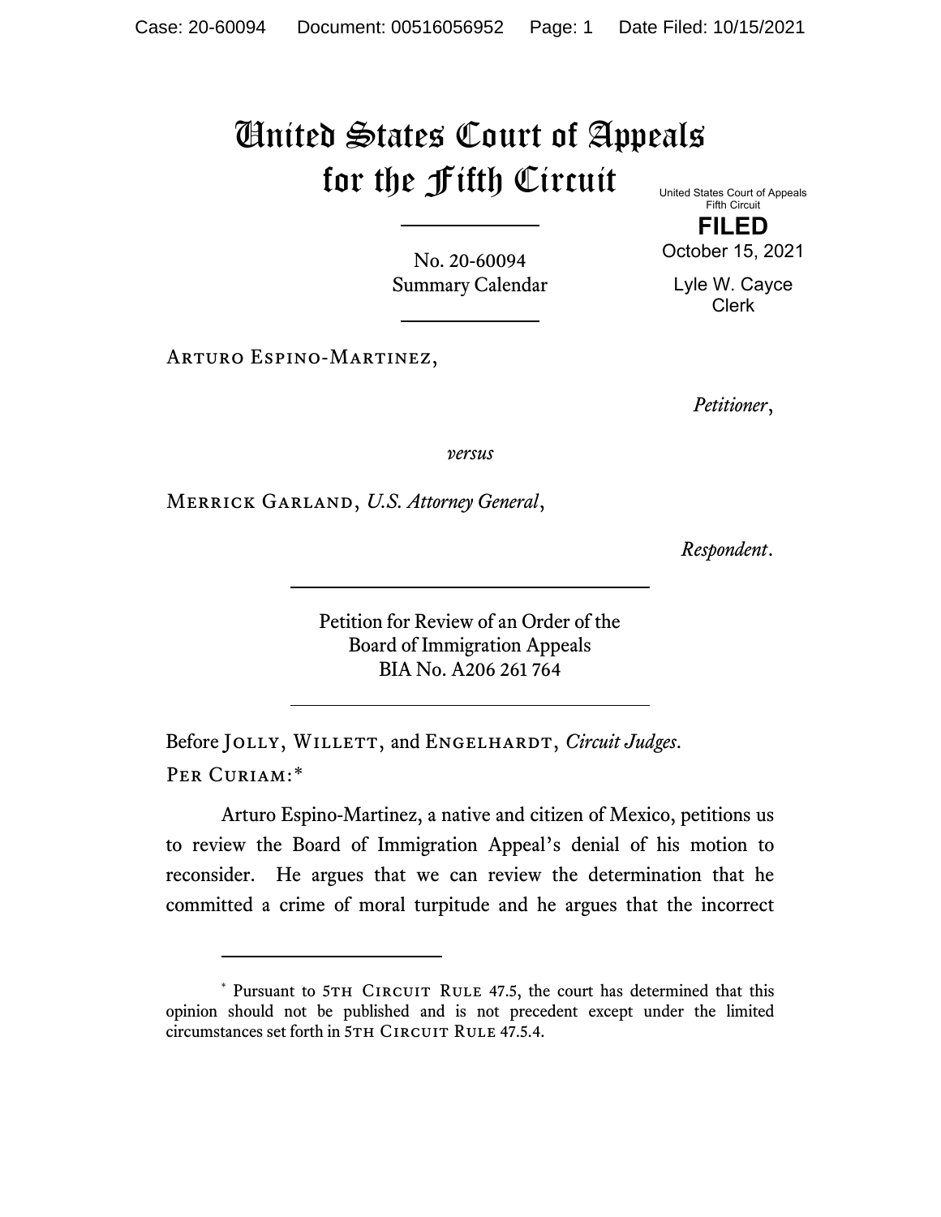# United States Court of Appeals for the Fifth Circuit

United States Court of Appeals
Fifth Circuit

**FILED**

October 15, 2021

Lyle W. Cayce
Clerk

No. 20-60094
Summary Calendar

Arturo Espino-Martinez,

*Petitioner*,

*versus*

Merrick Garland, *U.S. Attorney General*,

*Respondent*.

Petition for Review of an Order of the
Board of Immigration Appeals
BIA No. A206 261 764

Before Jolly, Willett, and Engelhardt, *Circuit Judges*.

Per Curiam:*

Arturo Espino-Martinez, a native and citizen of Mexico, petitions us to review the Board of Immigration Appeal's denial of his motion to reconsider. He argues that we can review the determination that he committed a crime of moral turpitude and he argues that the incorrect

---

\* Pursuant to 5th Circuit Rule 47.5, the court has determined that this opinion should not be published and is not precedent except under the limited circumstances set forth in 5th Circuit Rule 47.5.4.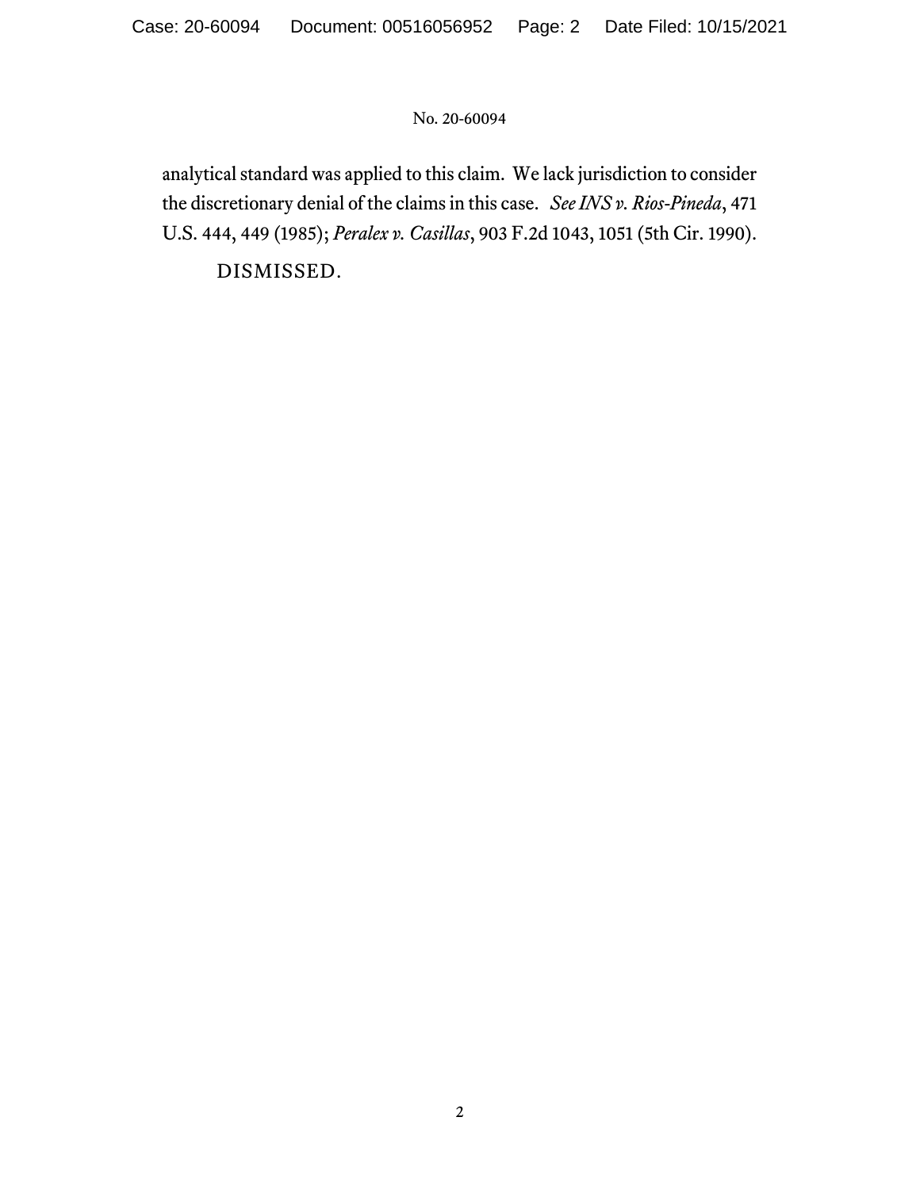analytical standard was applied to this claim. We lack jurisdiction to consider the discretionary denial of the claims in this case. *See INS v. Rios-Pineda*, 471 U.S. 444, 449 (1985); *Peralex v. Casillas*, 903 F.2d 1043, 1051 (5th Cir. 1990).

DISMISSED.